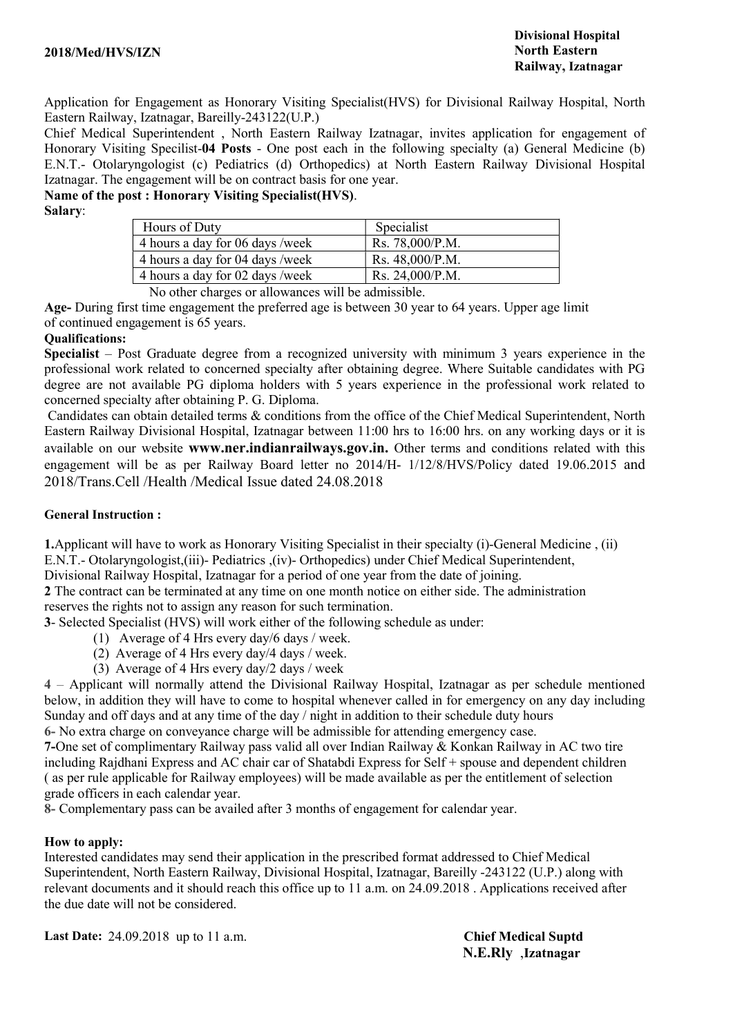**2018/Med/HVS/IZN**

**Divisional Hospital**
**North Eastern Railway, Izatnagar**

Application for Engagement as Honorary Visiting Specialist(HVS) for Divisional Railway Hospital, North Eastern Railway, Izatnagar, Bareilly-243122(U.P.)

Chief Medical Superintendent , North Eastern Railway Izatnagar, invites application for engagement of Honorary Visiting Specilist-**04 Posts** - One post each in the following specialty (a) General Medicine (b) E.N.T.- Otolaryngologist (c) Pediatrics (d) Orthopedics) at North Eastern Railway Divisional Hospital Izatnagar. The engagement will be on contract basis for one year.

**Name of the post : Honorary Visiting Specialist(HVS)**.

**Salary**:

| Hours of Duty | Specialist |
|---|---|
| 4 hours a day for 06 days /week | Rs. 78,000/P.M. |
| 4 hours a day for 04 days /week | Rs. 48,000/P.M. |
| 4 hours a day for 02 days /week | Rs. 24,000/P.M. |

No other charges or allowances will be admissible.

**Age-** During first time engagement the preferred age is between 30 year to 64 years. Upper age limit of continued engagement is 65 years.

**Qualifications:**

**Specialist** – Post Graduate degree from a recognized university with minimum 3 years experience in the professional work related to concerned specialty after obtaining degree. Where Suitable candidates with PG degree are not available PG diploma holders with 5 years experience in the professional work related to concerned specialty after obtaining P. G. Diploma.

Candidates can obtain detailed terms & conditions from the office of the Chief Medical Superintendent, North Eastern Railway Divisional Hospital, Izatnagar between 11:00 hrs to 16:00 hrs. on any working days or it is available on our website **www.ner.indianrailways.gov.in.** Other terms and conditions related with this engagement will be as per Railway Board letter no 2014/H- 1/12/8/HVS/Policy dated 19.06.2015 and 2018/Trans.Cell /Health /Medical Issue dated 24.08.2018

**General Instruction :**

**1.**Applicant will have to work as Honorary Visiting Specialist in their specialty (i)-General Medicine , (ii) E.N.T.- Otolaryngologist,(iii)- Pediatrics ,(iv)- Orthopedics) under Chief Medical Superintendent, Divisional Railway Hospital, Izatnagar for a period of one year from the date of joining.

**2** The contract can be terminated at any time on one month notice on either side. The administration reserves the rights not to assign any reason for such termination.

**3**- Selected Specialist (HVS) will work either of the following schedule as under:

(1) Average of 4 Hrs every day/6 days / week.
(2) Average of 4 Hrs every day/4 days / week.
(3) Average of 4 Hrs every day/2 days / week

**4** – Applicant will normally attend the Divisional Railway Hospital, Izatnagar as per schedule mentioned below, in addition they will have to come to hospital whenever called in for emergency on any day including Sunday and off days and at any time of the day / night in addition to their schedule duty hours

**6-** No extra charge on conveyance charge will be admissible for attending emergency case.

**7-**One set of complimentary Railway pass valid all over Indian Railway & Konkan Railway in AC two tire including Rajdhani Express and AC chair car of Shatabdi Express for Self + spouse and dependent children ( as per rule applicable for Railway employees) will be made available as per the entitlement of selection grade officers in each calendar year.

**8-** Complementary pass can be availed after 3 months of engagement for calendar year.

**How to apply:**

Interested candidates may send their application in the prescribed format addressed to Chief Medical Superintendent, North Eastern Railway, Divisional Hospital, Izatnagar, Bareilly -243122 (U.P.) along with relevant documents and it should reach this office up to 11 a.m. on 24.09.2018 . Applications received after the due date will not be considered.

**Last Date:** 24.09.2018 up to 11 a.m.

**Chief Medical Suptd**
**N.E.Rly ,Izatnagar**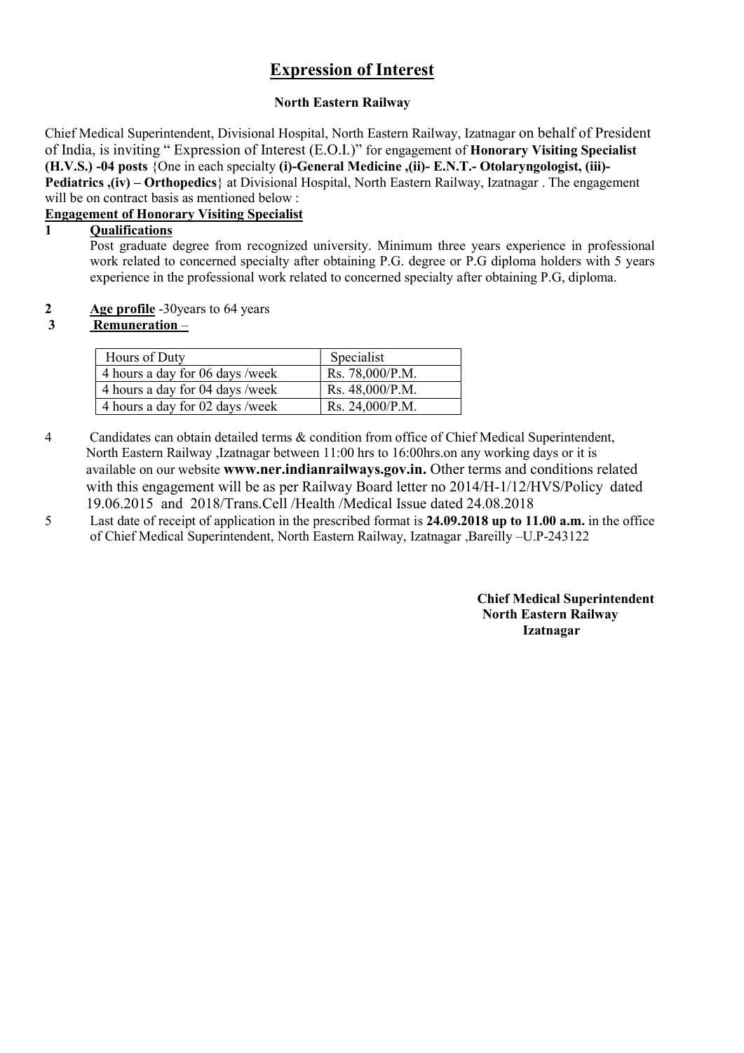# Expression of Interest

**North Eastern Railway**

Chief Medical Superintendent, Divisional Hospital, North Eastern Railway, Izatnagar on behalf of President of India, is inviting " Expression of Interest (E.O.I.)" for engagement of **Honorary Visiting Specialist (H.V.S.) -04 posts** {One in each specialty **(i)-General Medicine ,(ii)- E.N.T.- Otolaryngologist, (iii)- Pediatrics ,(iv) – Orthopedics**} at Divisional Hospital, North Eastern Railway, Izatnagar . The engagement will be on contract basis as mentioned below :

**Engagement of Honorary Visiting Specialist**

**1 Qualifications**

Post graduate degree from recognized university. Minimum three years experience in professional work related to concerned specialty after obtaining P.G. degree or P.G diploma holders with 5 years experience in the professional work related to concerned specialty after obtaining P.G, diploma.

**2 Age profile** -30years to 64 years

**3 Remuneration** –

| Hours of Duty | Specialist |
|---|---|
| 4 hours a day for 06 days /week | Rs. 78,000/P.M. |
| 4 hours a day for 04 days /week | Rs. 48,000/P.M. |
| 4 hours a day for 02 days /week | Rs. 24,000/P.M. |

4 Candidates can obtain detailed terms & condition from office of Chief Medical Superintendent, North Eastern Railway ,Izatnagar between 11:00 hrs to 16:00hrs.on any working days or it is available on our website **www.ner.indianrailways.gov.in.** Other terms and conditions related with this engagement will be as per Railway Board letter no 2014/H-1/12/HVS/Policy dated 19.06.2015 and 2018/Trans.Cell /Health /Medical Issue dated 24.08.2018

5 Last date of receipt of application in the prescribed format is **24.09.2018 up to 11.00 a.m.** in the office of Chief Medical Superintendent, North Eastern Railway, Izatnagar ,Bareilly –U.P-243122

**Chief Medical Superintendent**
**North Eastern Railway**
**Izatnagar**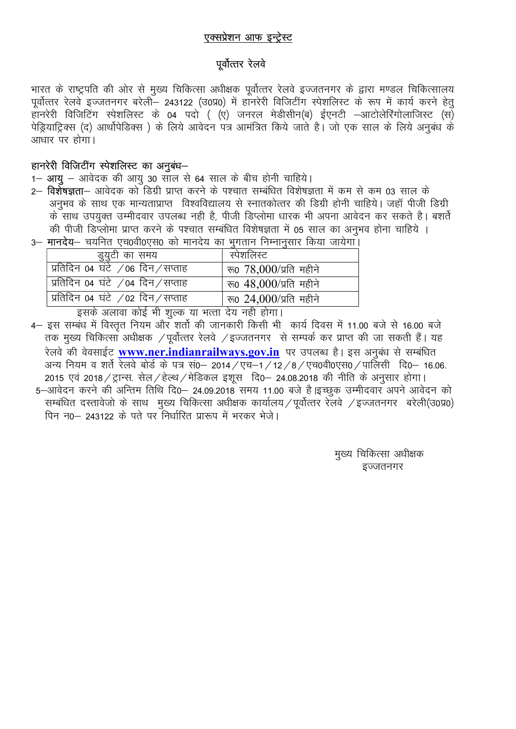# एक्सप्रेशन आफ इन्ट्रेस्ट

## पूर्वोत्तर रेलवे

भारत के राष्ट्रपति की ओर से मुख्य चिकित्सा अधीक्षक पूर्वोत्तर रेलवे इज्जतनगर के द्वारा मण्डल चिकित्सालय पूर्वोत्तर रेलवे इज्जतनगर बरेली– 243122 (उ0प्र0) में हानरेरी विजिटींग स्पेशलिस्ट के रूप में कार्य करने हेतु हानरेरी विजिटिंग स्पेशलिस्ट के 04 पदो ( (ए) जनरल मेडीसीन(ब) ईएनटी –आटोलेरिंगोलाजिस्ट (स) पेड्रियाट्रिक्स (द) आर्थोपेडिक्स ) के लिये आवेदन पत्र आमंत्रित किये जाते है। जो एक साल के लिये अनुबंध के आधार पर होगा।

**हानरेरी विजिटींग स्पेशलिस्ट का अनुबंध–**

1– **आयु** – आवेदक की आयु 30 साल से 64 साल के बीच होनी चाहिये।

2– **विशेषज्ञता**– आवेदक को डिग्री प्राप्त करने के पश्चात सम्बंधित विशेषज्ञता में कम से कम 03 साल के अनुभव के साथ एक मान्यताप्राप्त विश्वविद्यालय से स्नातकोत्तर की डिग्री होनी चाहिये। जहॉ पीजी डिग्री के साथ उपयुक्त उम्मीदवार उपलब्ध नही है, पीजी डिप्लोमा धारक भी अपना आवेदन कर सकते है। बशर्ते की पीजी डिप्लोमा प्राप्त करने के पश्चात सम्बंधित विशेषज्ञता में 05 साल का अनुभव होना चाहिये ।

3– **मानदेय**– चयनित एच0वी0एस0 को मानदेय का भुगतान निम्नानुसार किया जायेगा।

| डुयुटी का समय | स्पेशलिस्ट |
|---|---|
| प्रतिदिन 04 घंटे /06 दिन/सप्ताह | रू0 78,000/प्रति महीने |
| प्रतिदिन 04 घंटे /04 दिन/सप्ताह | रू0 48,000/प्रति महीने |
| प्रतिदिन 04 घंटे /02 दिन/सप्ताह | रू0 24,000/प्रति महीने |

इसके अलावा कोई भी शुल्क या भत्ता देय नही होगा।

4– इस सम्बंध में विस्तृत नियम और शर्तो की जानकारी किसी भी कार्य दिवस में 11.00 बजे से 16.00 बजे तक मुख्य चिकित्सा अधीक्षक /पूर्वोत्तर रेलवे /इज्जतनगर से सम्पर्क कर प्राप्त की जा सकती हैं। यह रेलवे की वेवसाईट **www.ner.indianrailways.gov.in** पर उपलब्ध है। इस अनुबंध से सम्बंधित अन्य नियम व शर्ते रेलवे बोर्ड के पत्र सं0– 2014/एच–1/12/8/एच0वी0एस0/पालिसी दि0– 16.06. 2015 एवं 2018/ट्रान्स. सेल/हेल्थ/मेडिकल इशूस दि0– 24.08.2018 की नीति के अनुसार होगा।

5–आवेदन करने की अन्तिम तिथि दि0– 24.09.2018 समय 11.00 बजे है।इच्छुक उम्मीदवार अपने आवेदन को सम्बंधित दस्तावेजो के साथ मुख्य चिकित्सा अधीक्षक कार्यालय/पूर्वोत्तर रेलवे /इज्जतनगर बरेली(उ0प्र0) पिन न0– 243122 के पते पर निर्धारित प्रारूप में भरकर भेजे।

मुख्य चिकित्सा अधीक्षक
इज्जतनगर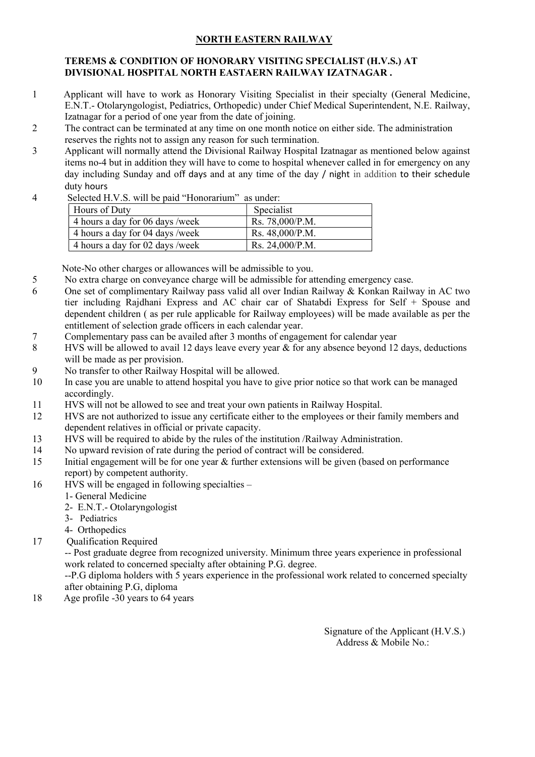## NORTH EASTERN RAILWAY

**TEREMS & CONDITION OF HONORARY VISITING SPECIALIST (H.V.S.) AT DIVISIONAL HOSPITAL NORTH EASTAERN RAILWAY IZATNAGAR .**

1. Applicant will have to work as Honorary Visiting Specialist in their specialty (General Medicine, E.N.T.- Otolaryngologist, Pediatrics, Orthopedic) under Chief Medical Superintendent, N.E. Railway, Izatnagar for a period of one year from the date of joining.
2. The contract can be terminated at any time on one month notice on either side. The administration reserves the rights not to assign any reason for such termination.
3. Applicant will normally attend the Divisional Railway Hospital Izatnagar as mentioned below against items no-4 but in addition they will have to come to hospital whenever called in for emergency on any day including Sunday and off days and at any time of the day / night in addition to their schedule duty hours
4. Selected H.V.S. will be paid "Honorarium" as under:

| Hours of Duty | Specialist |
|---|---|
| 4 hours a day for 06 days /week | Rs. 78,000/P.M. |
| 4 hours a day for 04 days /week | Rs. 48,000/P.M. |
| 4 hours a day for 02 days /week | Rs. 24,000/P.M. |

Note-No other charges or allowances will be admissible to you.

5. No extra charge on conveyance charge will be admissible for attending emergency case.
6. One set of complimentary Railway pass valid all over Indian Railway & Konkan Railway in AC two tier including Rajdhani Express and AC chair car of Shatabdi Express for Self + Spouse and dependent children ( as per rule applicable for Railway employees) will be made available as per the entitlement of selection grade officers in each calendar year.
7. Complementary pass can be availed after 3 months of engagement for calendar year
8. HVS will be allowed to avail 12 days leave every year & for any absence beyond 12 days, deductions will be made as per provision.
9. No transfer to other Railway Hospital will be allowed.
10. In case you are unable to attend hospital you have to give prior notice so that work can be managed accordingly.
11. HVS will not be allowed to see and treat your own patients in Railway Hospital.
12. HVS are not authorized to issue any certificate either to the employees or their family members and dependent relatives in official or private capacity.
13. HVS will be required to abide by the rules of the institution /Railway Administration.
14. No upward revision of rate during the period of contract will be considered.
15. Initial engagement will be for one year & further extensions will be given (based on performance report) by competent authority.
16. HVS will be engaged in following specialties –
    1- General Medicine
    2- E.N.T.- Otolaryngologist
    3- Pediatrics
    4- Orthopedics
17. Qualification Required
    -- Post graduate degree from recognized university. Minimum three years experience in professional work related to concerned specialty after obtaining P.G. degree.
    --P.G diploma holders with 5 years experience in the professional work related to concerned specialty after obtaining P.G, diploma
18. Age profile -30 years to 64 years

Signature of the Applicant (H.V.S.)
Address & Mobile No.: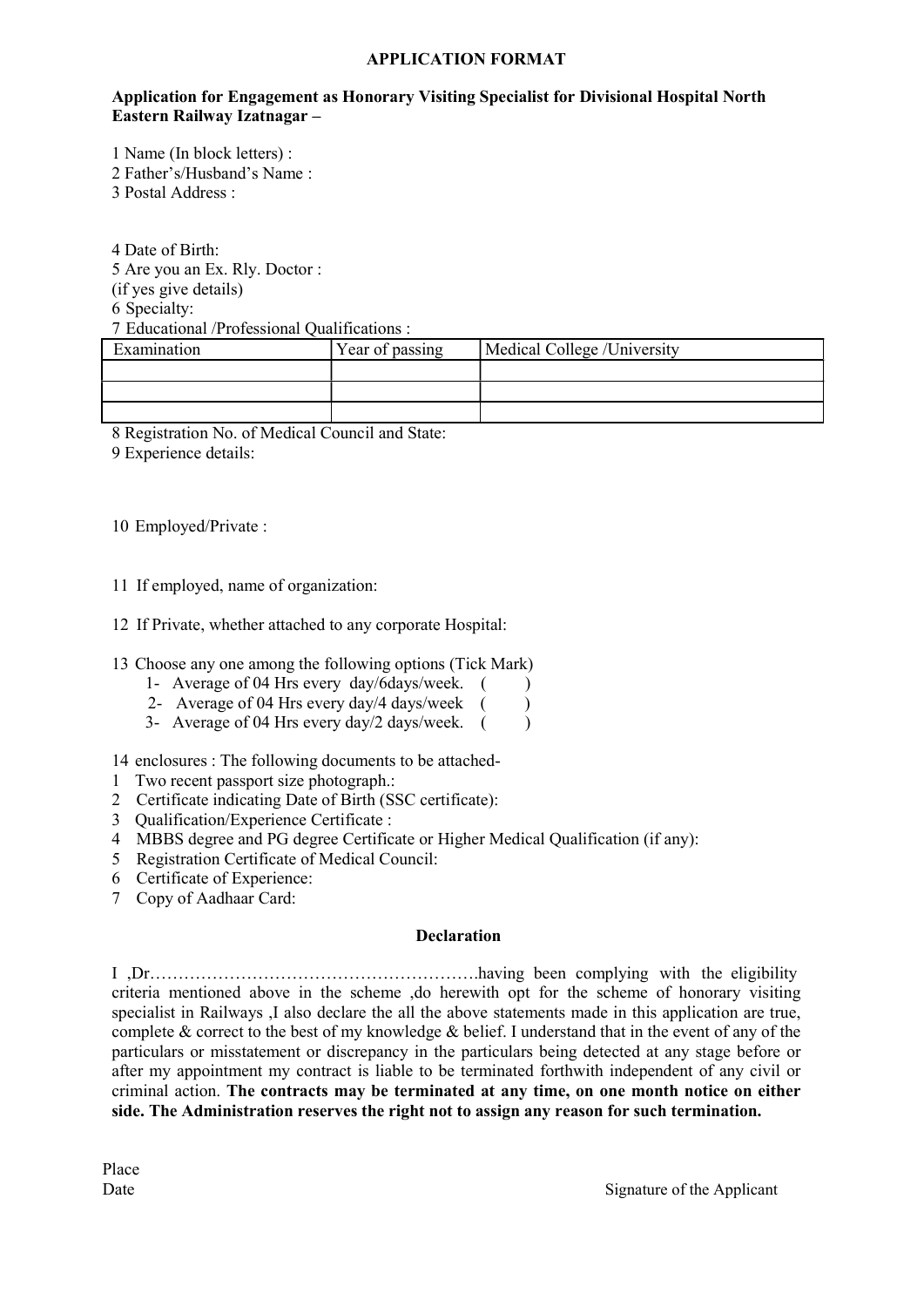## APPLICATION FORMAT

**Application for Engagement as Honorary Visiting Specialist for Divisional Hospital North Eastern Railway Izatnagar –**

1 Name (In block letters) :
2 Father's/Husband's Name :
3 Postal Address :

4 Date of Birth:
5 Are you an Ex. Rly. Doctor :
(if yes give details)
6 Specialty:
7 Educational /Professional Qualifications :

| Examination | Year of passing | Medical College /University |
|---|---|---|
| | | |
| | | |
| | | |

8 Registration No. of Medical Council and State:
9 Experience details:

10 Employed/Private :

11 If employed, name of organization:

12 If Private, whether attached to any corporate Hospital:

13 Choose any one among the following options (Tick Mark)
1- Average of 04 Hrs every day/6days/week. ( )
2- Average of 04 Hrs every day/4 days/week ( )
3- Average of 04 Hrs every day/2 days/week. ( )

14 enclosures : The following documents to be attached-
1 Two recent passport size photograph.:
2 Certificate indicating Date of Birth (SSC certificate):
3 Qualification/Experience Certificate :
4 MBBS degree and PG degree Certificate or Higher Medical Qualification (if any):
5 Registration Certificate of Medical Council:
6 Certificate of Experience:
7 Copy of Aadhaar Card:

### Declaration

I ,Dr………………………………………………….having been complying with the eligibility criteria mentioned above in the scheme ,do herewith opt for the scheme of honorary visiting specialist in Railways ,I also declare the all the above statements made in this application are true, complete & correct to the best of my knowledge & belief. I understand that in the event of any of the particulars or misstatement or discrepancy in the particulars being detected at any stage before or after my appointment my contract is liable to be terminated forthwith independent of any civil or criminal action. **The contracts may be terminated at any time, on one month notice on either side. The Administration reserves the right not to assign any reason for such termination.**

Place
Date

Signature of the Applicant